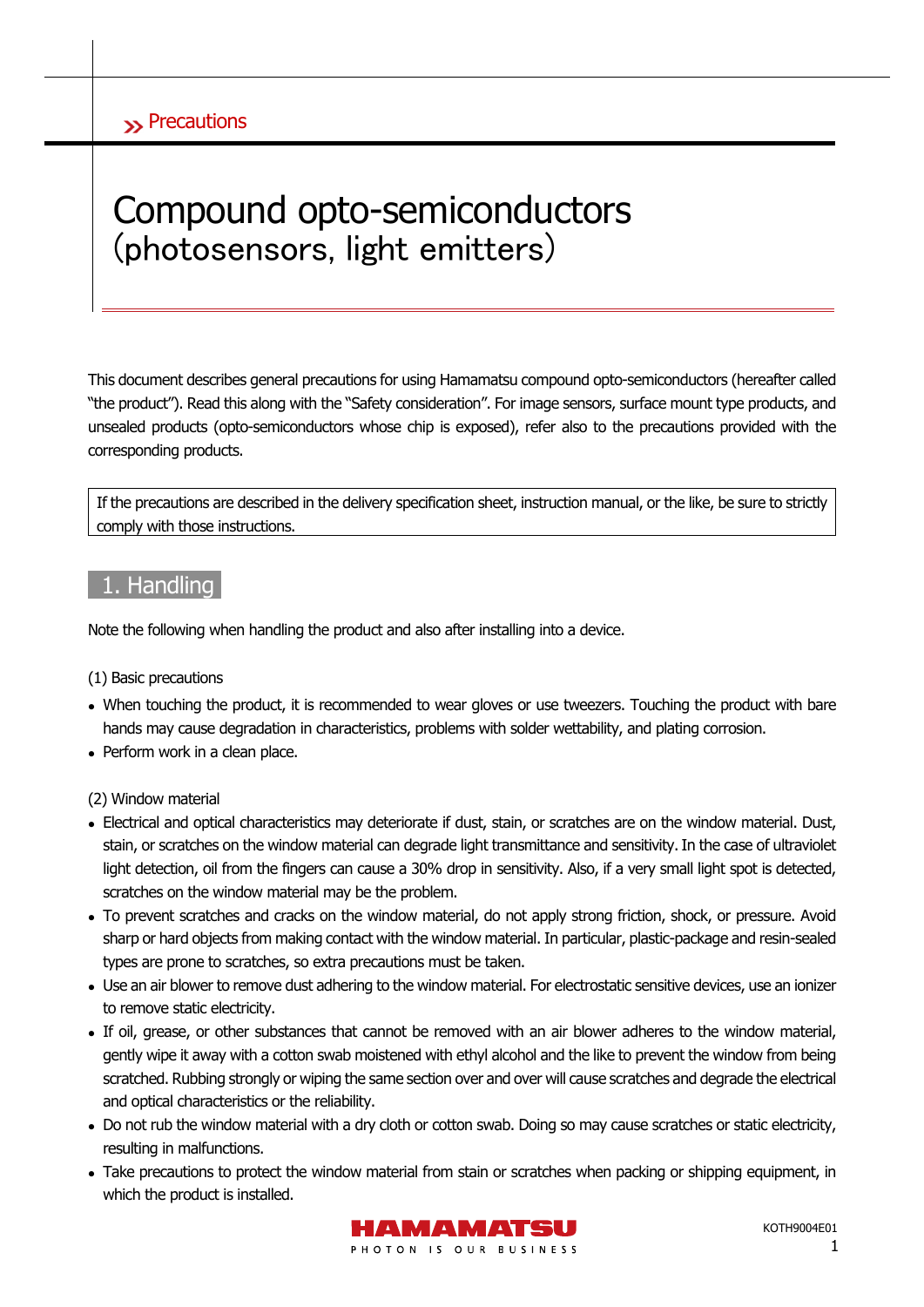» Precautions

# Compound opto-semiconductors (photosensors, light emitters)

This document describes general precautions for using Hamamatsu compound opto-semiconductors (hereafter called "the product"). Read this along with the "Safety consideration". For image sensors, surface mount type products, and unsealed products (opto-semiconductors whose chip is exposed), refer also to the precautions provided with the corresponding products.

> If the precautions are described in the delivery specification sheet, instruction manual, or the like, be sure to strictly comply with those instructions.

## 1. Handling

Note the following when handling the product and also after installing into a device.

(1) Basic precautions

- When touching the product, it is recommended to wear gloves or use tweezers. Touching the product with bare hands may cause degradation in characteristics, problems with solder wettability, and plating corrosion.
- Perform work in a clean place.

(2) Window material

- Electrical and optical characteristics may deteriorate if dust, stain, or scratches are on the window material. Dust, stain, or scratches on the window material can degrade light transmittance and sensitivity. In the case of ultraviolet light detection, oil from the fingers can cause a 30% drop in sensitivity. Also, if a very small light spot is detected, scratches on the window material may be the problem.
- To prevent scratches and cracks on the window material, do not apply strong friction, shock, or pressure. Avoid sharp or hard objects from making contact with the window material. In particular, plastic-package and resin-sealed types are prone to scratches, so extra precautions must be taken.
- Use an air blower to remove dust adhering to the window material. For electrostatic sensitive devices, use an ionizer to remove static electricity.
- If oil, grease, or other substances that cannot be removed with an air blower adheres to the window material, gently wipe it away with a cotton swab moistened with ethyl alcohol and the like to prevent the window from being scratched. Rubbing strongly or wiping the same section over and over will cause scratches and degrade the electrical and optical characteristics or the reliability.
- Do not rub the window material with a dry cloth or cotton swab. Doing so may cause scratches or static electricity, resulting in malfunctions.
- Take precautions to protect the window material from stain or scratches when packing or shipping equipment, in which the product is installed.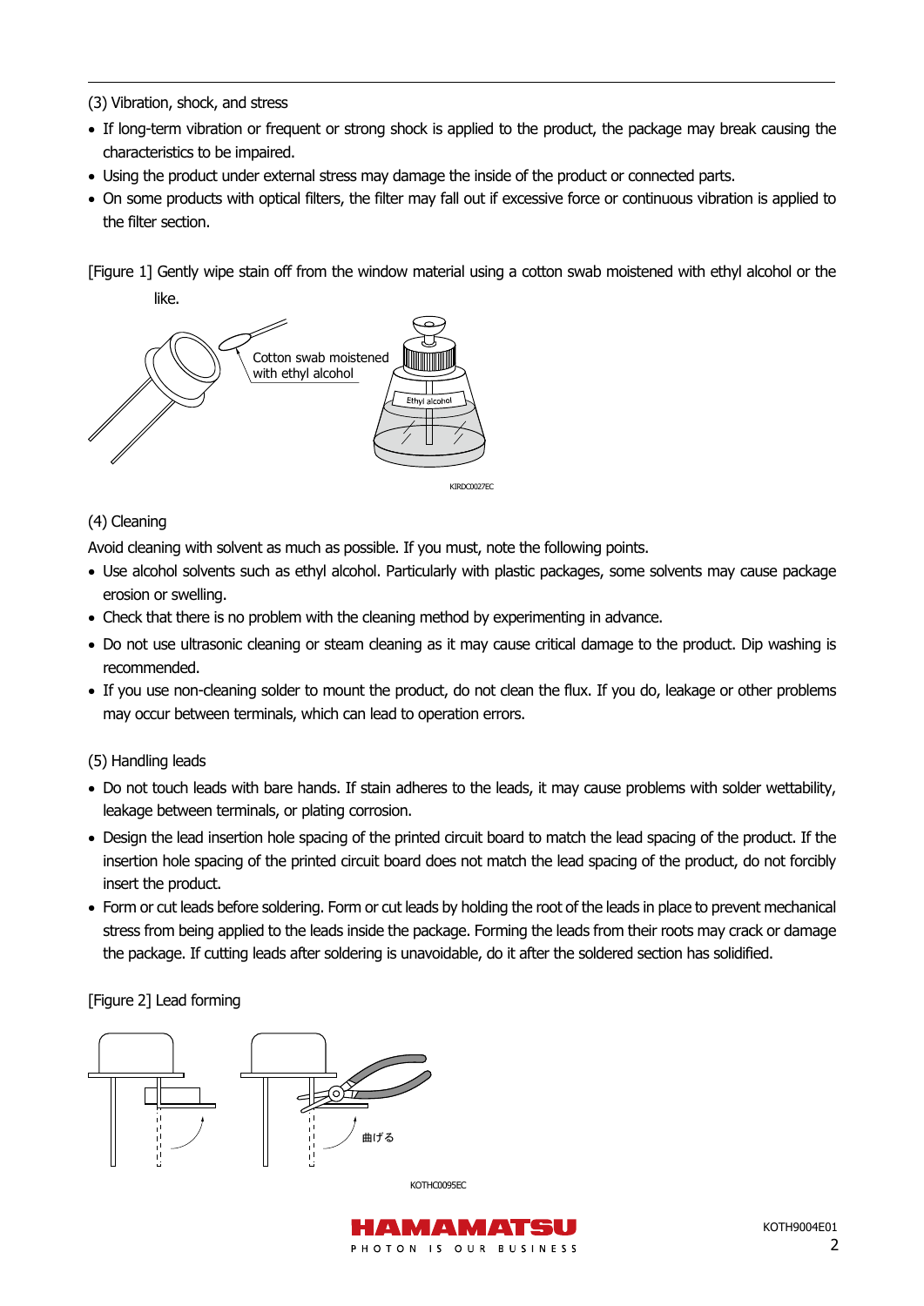(3) Vibration, shock, and stress

- If long-term vibration or frequent or strong shock is applied to the product, the package may break causing the characteristics to be impaired.
- Using the product under external stress may damage the inside of the product or connected parts.
- On some products with optical filters, the filter may fall out if excessive force or continuous vibration is applied to the filter section.

[Figure 1] Gently wipe stain off from the window material using a cotton swab moistened with ethyl alcohol or the like.

Cotton swab moistened with ethyl alcohol

Ethyl alcohol

KIRDC0027EC

(4) Cleaning

Avoid cleaning with solvent as much as possible. If you must, note the following points.

- Use alcohol solvents such as ethyl alcohol. Particularly with plastic packages, some solvents may cause package erosion or swelling.
- Check that there is no problem with the cleaning method by experimenting in advance.
- Do not use ultrasonic cleaning or steam cleaning as it may cause critical damage to the product. Dip washing is recommended.
- If you use non-cleaning solder to mount the product, do not clean the flux. If you do, leakage or other problems may occur between terminals, which can lead to operation errors.

(5) Handling leads

- Do not touch leads with bare hands. If stain adheres to the leads, it may cause problems with solder wettability, leakage between terminals, or plating corrosion.
- Design the lead insertion hole spacing of the printed circuit board to match the lead spacing of the product. If the insertion hole spacing of the printed circuit board does not match the lead spacing of the product, do not forcibly insert the product.
- Form or cut leads before soldering. Form or cut leads by holding the root of the leads in place to prevent mechanical stress from being applied to the leads inside the package. Forming the leads from their roots may crack or damage the package. If cutting leads after soldering is unavoidable, do it after the soldered section has solidified.

[Figure 2] Lead forming

曲げる

KOTHC0095EC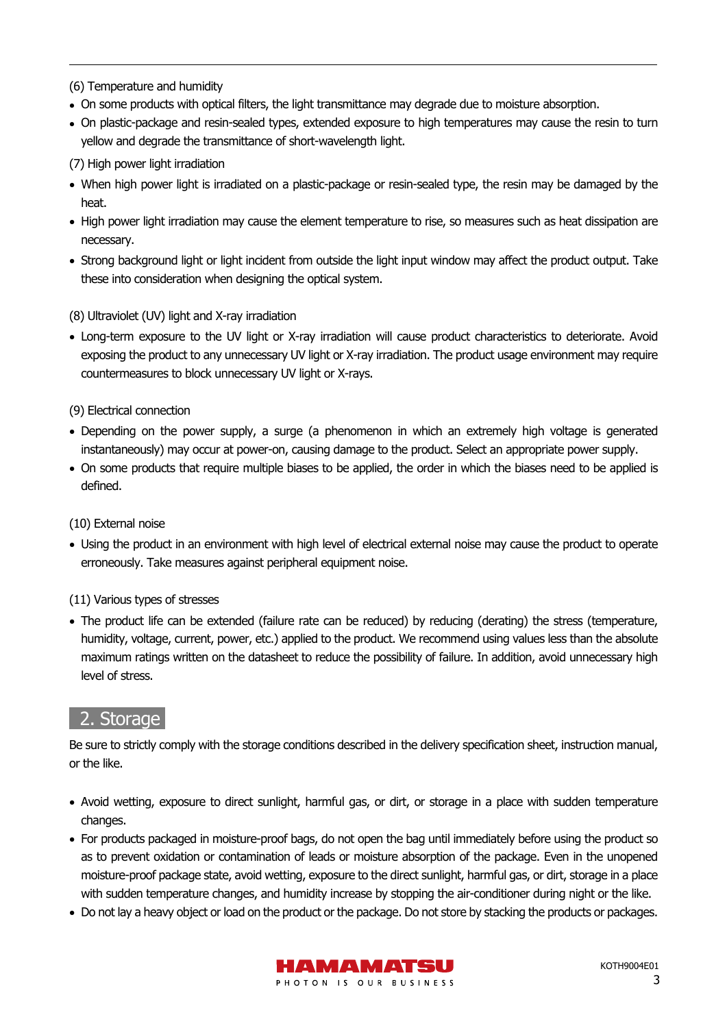(6) Temperature and humidity

- On some products with optical filters, the light transmittance may degrade due to moisture absorption.
- On plastic-package and resin-sealed types, extended exposure to high temperatures may cause the resin to turn yellow and degrade the transmittance of short-wavelength light.

(7) High power light irradiation

- When high power light is irradiated on a plastic-package or resin-sealed type, the resin may be damaged by the heat.
- High power light irradiation may cause the element temperature to rise, so measures such as heat dissipation are necessary.
- Strong background light or light incident from outside the light input window may affect the product output. Take these into consideration when designing the optical system.

(8) Ultraviolet (UV) light and X-ray irradiation

- Long-term exposure to the UV light or X-ray irradiation will cause product characteristics to deteriorate. Avoid exposing the product to any unnecessary UV light or X-ray irradiation. The product usage environment may require countermeasures to block unnecessary UV light or X-rays.

(9) Electrical connection

- Depending on the power supply, a surge (a phenomenon in which an extremely high voltage is generated instantaneously) may occur at power-on, causing damage to the product. Select an appropriate power supply.
- On some products that require multiple biases to be applied, the order in which the biases need to be applied is defined.

(10) External noise

- Using the product in an environment with high level of electrical external noise may cause the product to operate erroneously. Take measures against peripheral equipment noise.

(11) Various types of stresses

- The product life can be extended (failure rate can be reduced) by reducing (derating) the stress (temperature, humidity, voltage, current, power, etc.) applied to the product. We recommend using values less than the absolute maximum ratings written on the datasheet to reduce the possibility of failure. In addition, avoid unnecessary high level of stress.

## 2. Storage

Be sure to strictly comply with the storage conditions described in the delivery specification sheet, instruction manual, or the like.

- Avoid wetting, exposure to direct sunlight, harmful gas, or dirt, or storage in a place with sudden temperature changes.
- For products packaged in moisture-proof bags, do not open the bag until immediately before using the product so as to prevent oxidation or contamination of leads or moisture absorption of the package. Even in the unopened moisture-proof package state, avoid wetting, exposure to the direct sunlight, harmful gas, or dirt, storage in a place with sudden temperature changes, and humidity increase by stopping the air-conditioner during night or the like.
- Do not lay a heavy object or load on the product or the package. Do not store by stacking the products or packages.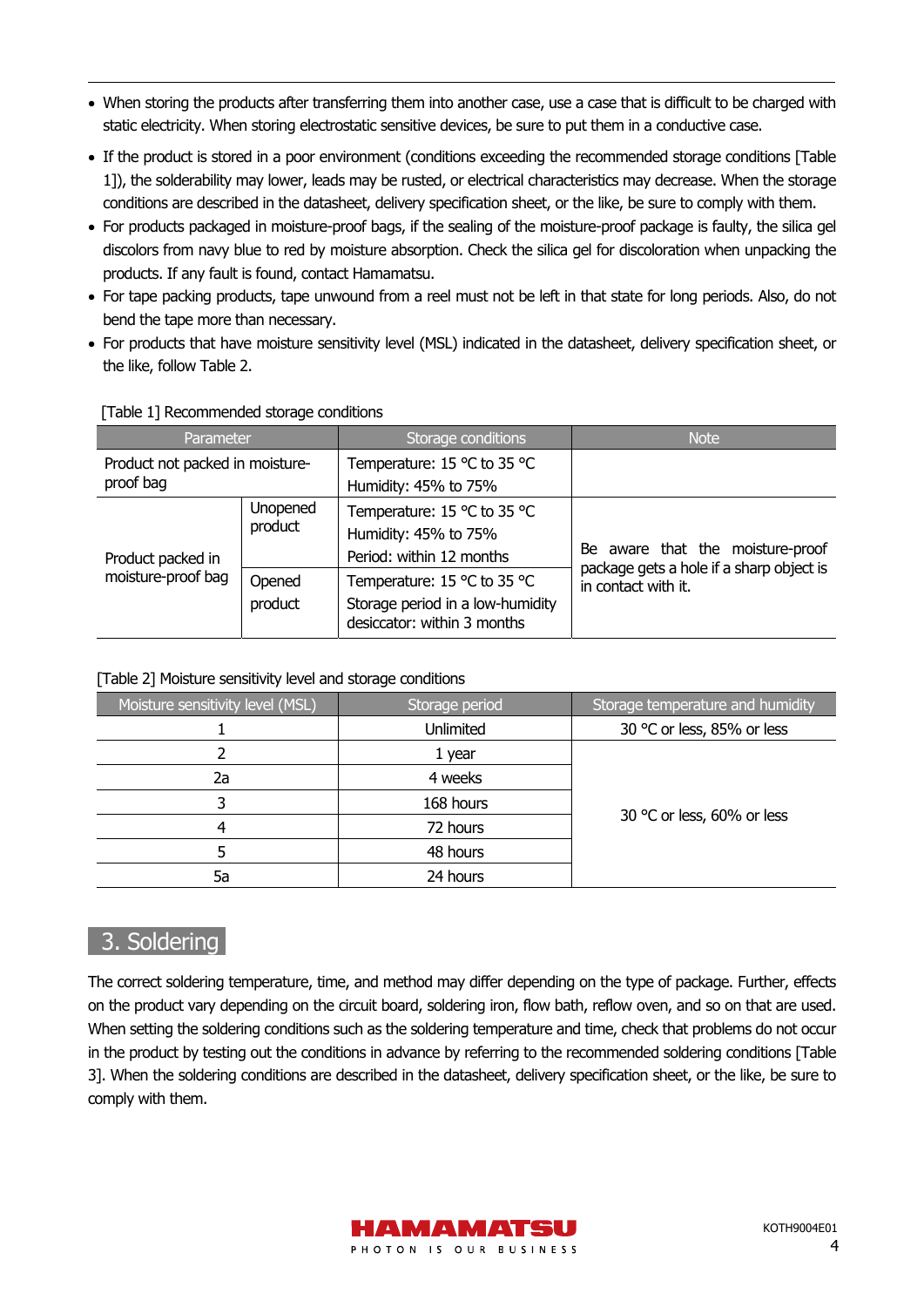- When storing the products after transferring them into another case, use a case that is difficult to be charged with static electricity. When storing electrostatic sensitive devices, be sure to put them in a conductive case.
- If the product is stored in a poor environment (conditions exceeding the recommended storage conditions [Table 1]), the solderability may lower, leads may be rusted, or electrical characteristics may decrease. When the storage conditions are described in the datasheet, delivery specification sheet, or the like, be sure to comply with them.
- For products packaged in moisture-proof bags, if the sealing of the moisture-proof package is faulty, the silica gel discolors from navy blue to red by moisture absorption. Check the silica gel for discoloration when unpacking the products. If any fault is found, contact Hamamatsu.
- For tape packing products, tape unwound from a reel must not be left in that state for long periods. Also, do not bend the tape more than necessary.
- For products that have moisture sensitivity level (MSL) indicated in the datasheet, delivery specification sheet, or the like, follow Table 2.

[Table 1] Recommended storage conditions

| Parameter | | Storage conditions | Note |
|---|---|---|---|
| Product not packed in moisture-proof bag | | Temperature: 15 °C to 35 °C<br>Humidity: 45% to 75% | |
| Product packed in moisture-proof bag | Unopened product | Temperature: 15 °C to 35 °C<br>Humidity: 45% to 75%<br>Period: within 12 months | Be aware that the moisture-proof package gets a hole if a sharp object is in contact with it. |
| | Opened product | Temperature: 15 °C to 35 °C<br>Storage period in a low-humidity desiccator: within 3 months | |

[Table 2] Moisture sensitivity level and storage conditions

| Moisture sensitivity level (MSL) | Storage period | Storage temperature and humidity |
|---|---|---|
| 1 | Unlimited | 30 °C or less, 85% or less |
| 2 | 1 year | 30 °C or less, 60% or less |
| 2a | 4 weeks | |
| 3 | 168 hours | |
| 4 | 72 hours | |
| 5 | 48 hours | |
| 5a | 24 hours | |

## 3. Soldering

The correct soldering temperature, time, and method may differ depending on the type of package. Further, effects on the product vary depending on the circuit board, soldering iron, flow bath, reflow oven, and so on that are used. When setting the soldering conditions such as the soldering temperature and time, check that problems do not occur in the product by testing out the conditions in advance by referring to the recommended soldering conditions [Table 3]. When the soldering conditions are described in the datasheet, delivery specification sheet, or the like, be sure to comply with them.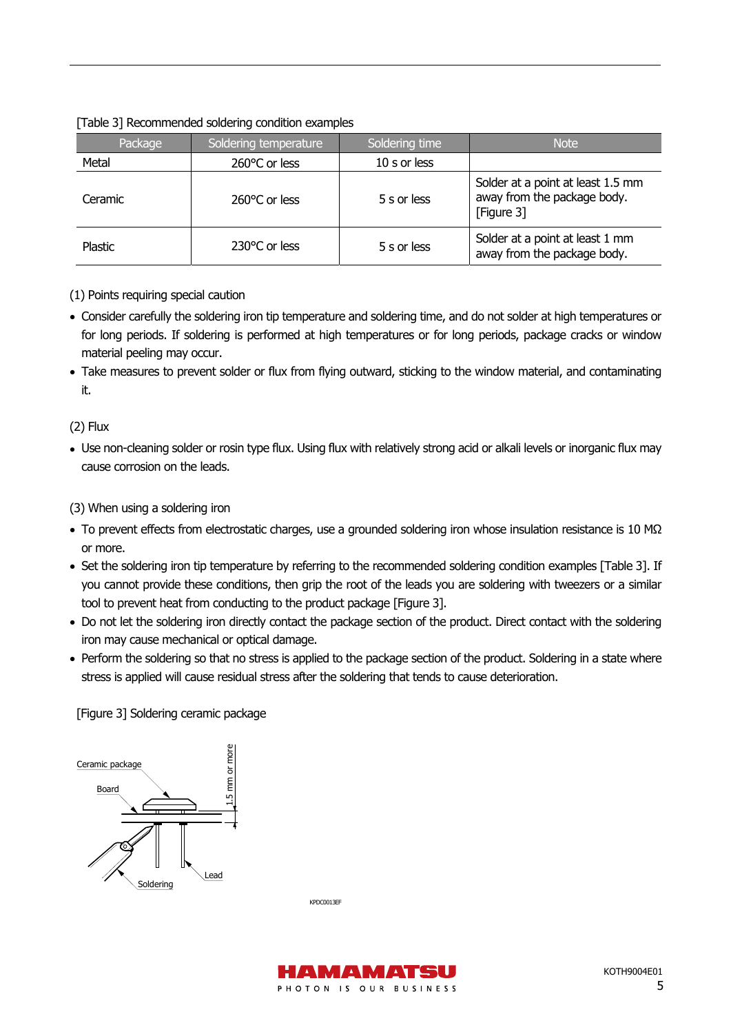[Table 3] Recommended soldering condition examples

| Package | Soldering temperature | Soldering time | Note |
|---|---|---|---|
| Metal | 260°C or less | 10 s or less | |
| Ceramic | 260°C or less | 5 s or less | Solder at a point at least 1.5 mm away from the package body. [Figure 3] |
| Plastic | 230°C or less | 5 s or less | Solder at a point at least 1 mm away from the package body. |

(1) Points requiring special caution

- Consider carefully the soldering iron tip temperature and soldering time, and do not solder at high temperatures or for long periods. If soldering is performed at high temperatures or for long periods, package cracks or window material peeling may occur.
- Take measures to prevent solder or flux from flying outward, sticking to the window material, and contaminating it.

(2) Flux

- Use non-cleaning solder or rosin type flux. Using flux with relatively strong acid or alkali levels or inorganic flux may cause corrosion on the leads.

(3) When using a soldering iron

- To prevent effects from electrostatic charges, use a grounded soldering iron whose insulation resistance is 10 MΩ or more.
- Set the soldering iron tip temperature by referring to the recommended soldering condition examples [Table 3]. If you cannot provide these conditions, then grip the root of the leads you are soldering with tweezers or a similar tool to prevent heat from conducting to the product package [Figure 3].
- Do not let the soldering iron directly contact the package section of the product. Direct contact with the soldering iron may cause mechanical or optical damage.
- Perform the soldering so that no stress is applied to the package section of the product. Soldering in a state where stress is applied will cause residual stress after the soldering that tends to cause deterioration.

[Figure 3] Soldering ceramic package

Ceramic package
Board
1.5 mm or more
Soldering
Lead

KPDC0013EF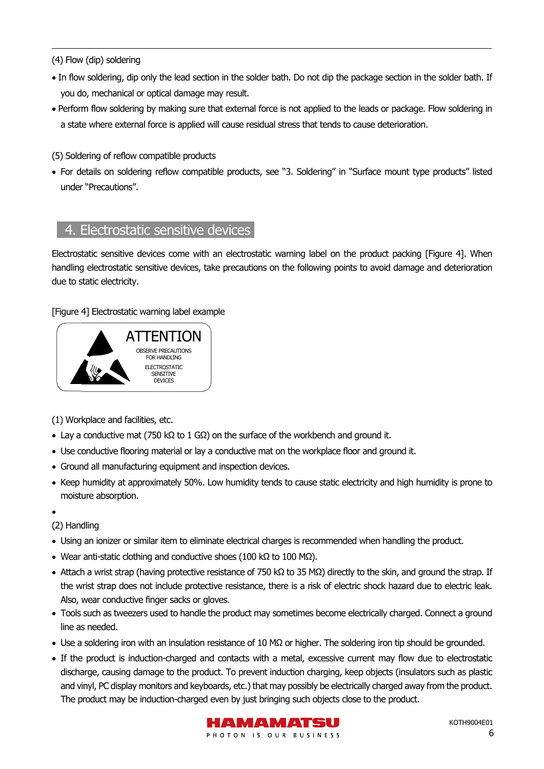(4) Flow (dip) soldering

- In flow soldering, dip only the lead section in the solder bath. Do not dip the package section in the solder bath. If you do, mechanical or optical damage may result.
- Perform flow soldering by making sure that external force is not applied to the leads or package. Flow soldering in a state where external force is applied will cause residual stress that tends to cause deterioration.

(5) Soldering of reflow compatible products

- For details on soldering reflow compatible products, see "3. Soldering" in "Surface mount type products" listed under "Precautions".

## 4. Electrostatic sensitive devices

Electrostatic sensitive devices come with an electrostatic warning label on the product packing [Figure 4]. When handling electrostatic sensitive devices, take precautions on the following points to avoid damage and deterioration due to static electricity.

[Figure 4] Electrostatic warning label example

ATTENTION
OBSERVE PRECAUTIONS FOR HANDLING
ELECTROSTATIC SENSITIVE DEVICES

(1) Workplace and facilities, etc.

- Lay a conductive mat (750 kΩ to 1 GΩ) on the surface of the workbench and ground it.
- Use conductive flooring material or lay a conductive mat on the workplace floor and ground it.
- Ground all manufacturing equipment and inspection devices.
- Keep humidity at approximately 50%. Low humidity tends to cause static electricity and high humidity is prone to moisture absorption.

(2) Handling

- Using an ionizer or similar item to eliminate electrical charges is recommended when handling the product.
- Wear anti-static clothing and conductive shoes (100 kΩ to 100 MΩ).
- Attach a wrist strap (having protective resistance of 750 kΩ to 35 MΩ) directly to the skin, and ground the strap. If the wrist strap does not include protective resistance, there is a risk of electric shock hazard due to electric leak. Also, wear conductive finger sacks or gloves.
- Tools such as tweezers used to handle the product may sometimes become electrically charged. Connect a ground line as needed.
- Use a soldering iron with an insulation resistance of 10 MΩ or higher. The soldering iron tip should be grounded.
- If the product is induction-charged and contacts with a metal, excessive current may flow due to electrostatic discharge, causing damage to the product. To prevent induction charging, keep objects (insulators such as plastic and vinyl, PC display monitors and keyboards, etc.) that may possibly be electrically charged away from the product. The product may be induction-charged even by just bringing such objects close to the product.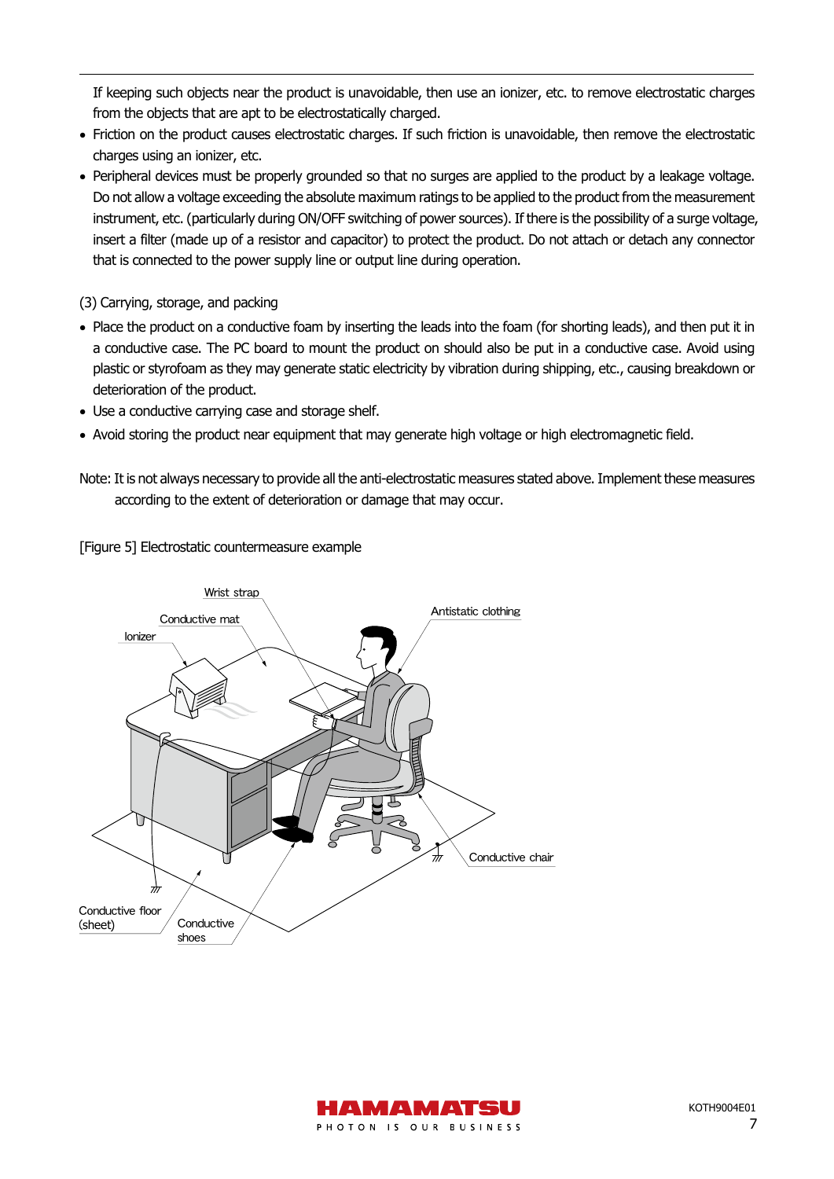If keeping such objects near the product is unavoidable, then use an ionizer, etc. to remove electrostatic charges from the objects that are apt to be electrostatically charged.

- Friction on the product causes electrostatic charges. If such friction is unavoidable, then remove the electrostatic charges using an ionizer, etc.
- Peripheral devices must be properly grounded so that no surges are applied to the product by a leakage voltage. Do not allow a voltage exceeding the absolute maximum ratings to be applied to the product from the measurement instrument, etc. (particularly during ON/OFF switching of power sources). If there is the possibility of a surge voltage, insert a filter (made up of a resistor and capacitor) to protect the product. Do not attach or detach any connector that is connected to the power supply line or output line during operation.

(3) Carrying, storage, and packing

- Place the product on a conductive foam by inserting the leads into the foam (for shorting leads), and then put it in a conductive case. The PC board to mount the product on should also be put in a conductive case. Avoid using plastic or styrofoam as they may generate static electricity by vibration during shipping, etc., causing breakdown or deterioration of the product.
- Use a conductive carrying case and storage shelf.
- Avoid storing the product near equipment that may generate high voltage or high electromagnetic field.

Note: It is not always necessary to provide all the anti-electrostatic measures stated above. Implement these measures according to the extent of deterioration or damage that may occur.

[Figure 5] Electrostatic countermeasure example

Wrist strap

Conductive mat

Ionizer

Antistatic clothing

Conductive chair

Conductive floor (sheet)

Conductive shoes

KOTH9004E01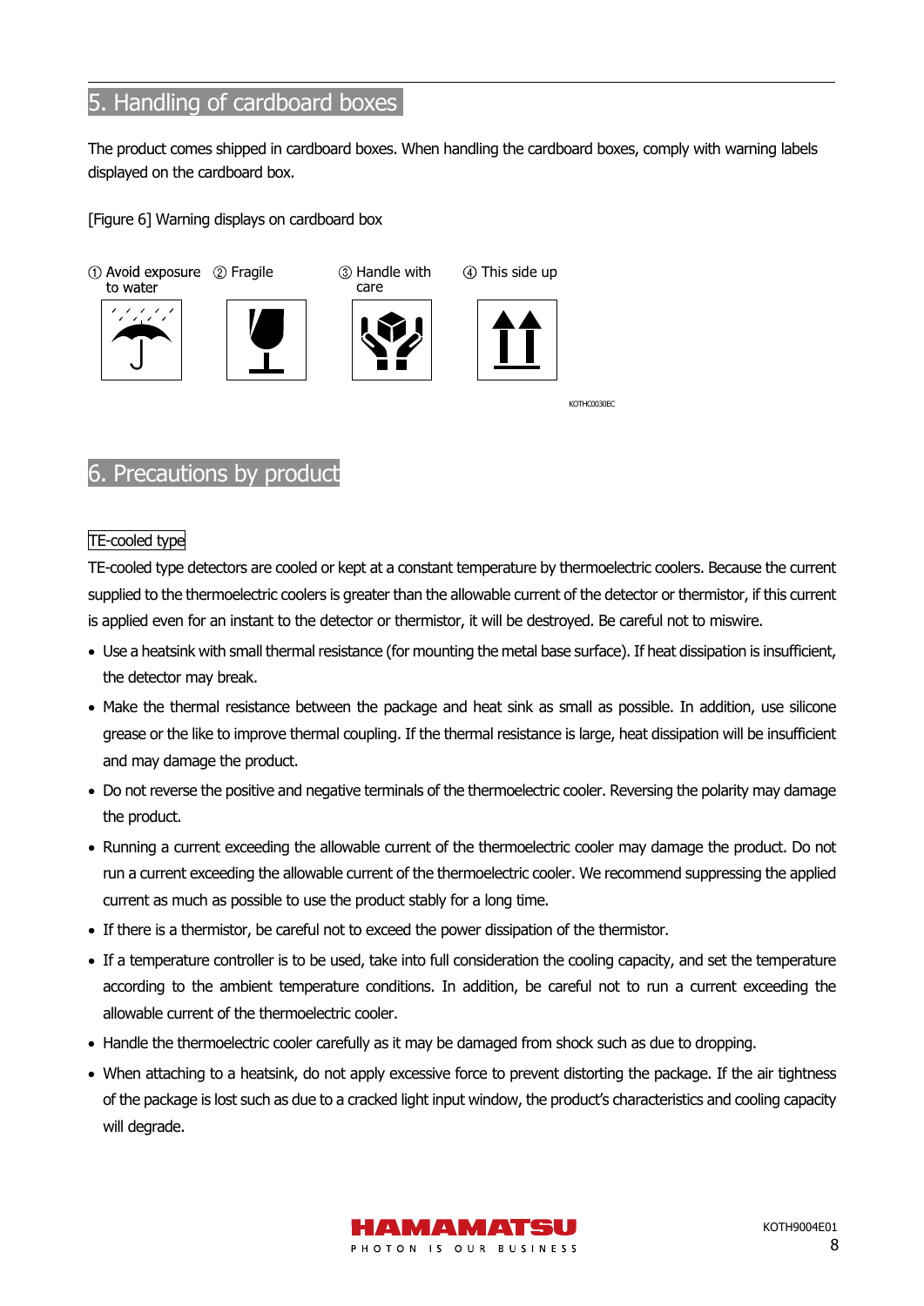## 5. Handling of cardboard boxes

The product comes shipped in cardboard boxes. When handling the cardboard boxes, comply with warning labels displayed on the cardboard box.

[Figure 6] Warning displays on cardboard box

① Avoid exposure to water ② Fragile ③ Handle with care ④ This side up

KOTHC0030EC

## 6. Precautions by product

TE-cooled type

TE-cooled type detectors are cooled or kept at a constant temperature by thermoelectric coolers. Because the current supplied to the thermoelectric coolers is greater than the allowable current of the detector or thermistor, if this current is applied even for an instant to the detector or thermistor, it will be destroyed. Be careful not to miswire.

- Use a heatsink with small thermal resistance (for mounting the metal base surface). If heat dissipation is insufficient, the detector may break.
- Make the thermal resistance between the package and heat sink as small as possible. In addition, use silicone grease or the like to improve thermal coupling. If the thermal resistance is large, heat dissipation will be insufficient and may damage the product.
- Do not reverse the positive and negative terminals of the thermoelectric cooler. Reversing the polarity may damage the product.
- Running a current exceeding the allowable current of the thermoelectric cooler may damage the product. Do not run a current exceeding the allowable current of the thermoelectric cooler. We recommend suppressing the applied current as much as possible to use the product stably for a long time.
- If there is a thermistor, be careful not to exceed the power dissipation of the thermistor.
- If a temperature controller is to be used, take into full consideration the cooling capacity, and set the temperature according to the ambient temperature conditions. In addition, be careful not to run a current exceeding the allowable current of the thermoelectric cooler.
- Handle the thermoelectric cooler carefully as it may be damaged from shock such as due to dropping.
- When attaching to a heatsink, do not apply excessive force to prevent distorting the package. If the air tightness of the package is lost such as due to a cracked light input window, the product's characteristics and cooling capacity will degrade.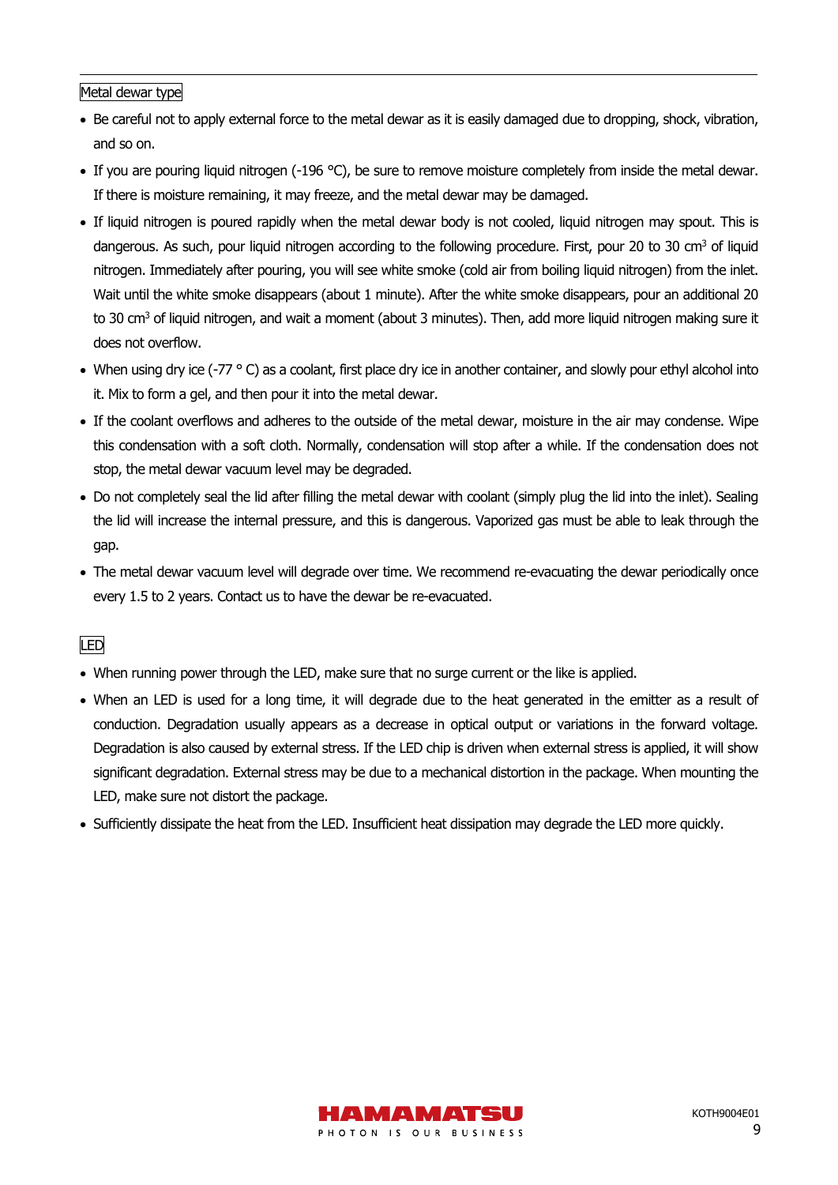Metal dewar type

- Be careful not to apply external force to the metal dewar as it is easily damaged due to dropping, shock, vibration, and so on.
- If you are pouring liquid nitrogen (-196 °C), be sure to remove moisture completely from inside the metal dewar. If there is moisture remaining, it may freeze, and the metal dewar may be damaged.
- If liquid nitrogen is poured rapidly when the metal dewar body is not cooled, liquid nitrogen may spout. This is dangerous. As such, pour liquid nitrogen according to the following procedure. First, pour 20 to 30 $cm^3$ of liquid nitrogen. Immediately after pouring, you will see white smoke (cold air from boiling liquid nitrogen) from the inlet. Wait until the white smoke disappears (about 1 minute). After the white smoke disappears, pour an additional 20 to 30 $cm^3$ of liquid nitrogen, and wait a moment (about 3 minutes). Then, add more liquid nitrogen making sure it does not overflow.
- When using dry ice (-77 ° C) as a coolant, first place dry ice in another container, and slowly pour ethyl alcohol into it. Mix to form a gel, and then pour it into the metal dewar.
- If the coolant overflows and adheres to the outside of the metal dewar, moisture in the air may condense. Wipe this condensation with a soft cloth. Normally, condensation will stop after a while. If the condensation does not stop, the metal dewar vacuum level may be degraded.
- Do not completely seal the lid after filling the metal dewar with coolant (simply plug the lid into the inlet). Sealing the lid will increase the internal pressure, and this is dangerous. Vaporized gas must be able to leak through the gap.
- The metal dewar vacuum level will degrade over time. We recommend re-evacuating the dewar periodically once every 1.5 to 2 years. Contact us to have the dewar be re-evacuated.

LED

- When running power through the LED, make sure that no surge current or the like is applied.
- When an LED is used for a long time, it will degrade due to the heat generated in the emitter as a result of conduction. Degradation usually appears as a decrease in optical output or variations in the forward voltage. Degradation is also caused by external stress. If the LED chip is driven when external stress is applied, it will show significant degradation. External stress may be due to a mechanical distortion in the package. When mounting the LED, make sure not distort the package.
- Sufficiently dissipate the heat from the LED. Insufficient heat dissipation may degrade the LED more quickly.